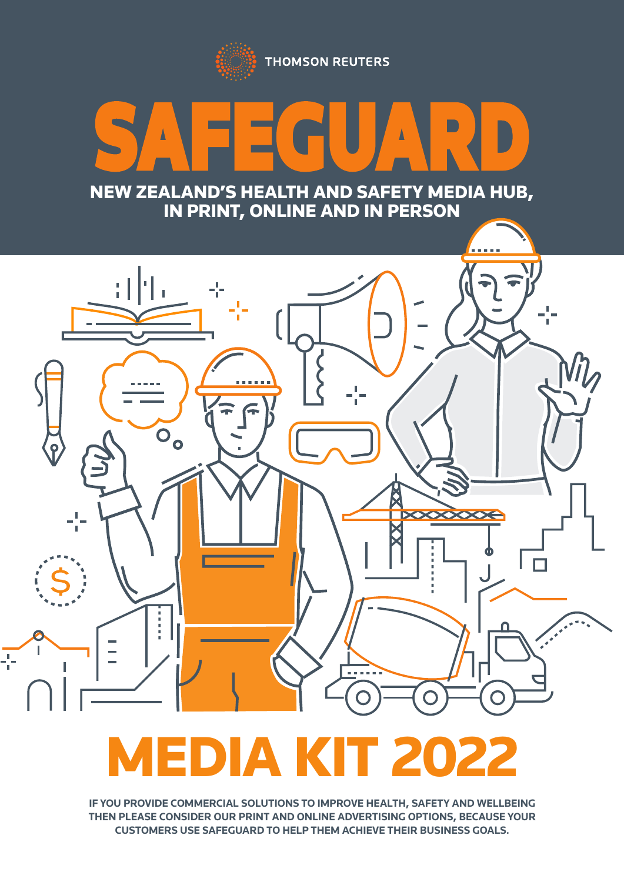THOMSON REUTERS

# SAFEGUARD

## NEW ZEALAND'S HEALTH AND SAFETY MEDIA HUB, IN PRINT, ONLINE AND IN PERSON

# MEDIA KIT 2022

**IF YOU PROVIDE COMMERCIAL SOLUTIONS TO IMPROVE HEALTH, SAFETY AND WELLBEING THEN PLEASE CONSIDER OUR PRINT AND ONLINE ADVERTISING OPTIONS, BECAUSE YOUR CUSTOMERS USE SAFEGUARD TO HELP THEM ACHIEVE THEIR BUSINESS GOALS.**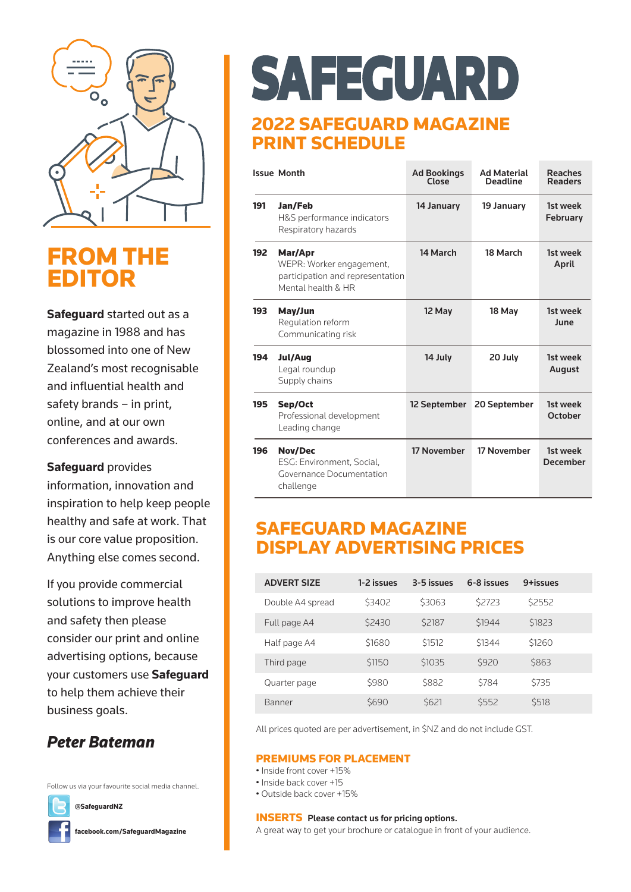# FROM THE EDITOR

**Safeguard** started out as a magazine in 1988 and has blossomed into one of New Zealand's most recognisable and influential health and safety brands – in print, online, and at our own conferences and awards.

**Safeguard** provides information, innovation and inspiration to help keep people healthy and safe at work. That is our core value proposition. Anything else comes second.

If you provide commercial solutions to improve health and safety then please consider our print and online advertising options, because your customers use **Safeguard** to help them achieve their business goals.

***Peter Bateman***

Follow us via your favourite social media channel.

@SafeguardNZ

facebook.com/SafeguardMagazine

# SAFEGUARD

## 2022 SAFEGUARD MAGAZINE PRINT SCHEDULE

| Issue | Month | Ad Bookings Close | Ad Material Deadline | Reaches Readers |
|---|---|---|---|---|
| 191 | **Jan/Feb** H&S performance indicators Respiratory hazards | 14 January | 19 January | 1st week February |
| 192 | **Mar/Apr** WEPR: Worker engagement, participation and representation Mental health & HR | 14 March | 18 March | 1st week April |
| 193 | **May/Jun** Regulation reform Communicating risk | 12 May | 18 May | 1st week June |
| 194 | **Jul/Aug** Legal roundup Supply chains | 14 July | 20 July | 1st week August |
| 195 | **Sep/Oct** Professional development Leading change | 12 September | 20 September | 1st week October |
| 196 | **Nov/Dec** ESG: Environment, Social, Governance Documentation challenge | 17 November | 17 November | 1st week December |

## SAFEGUARD MAGAZINE DISPLAY ADVERTISING PRICES

| ADVERT SIZE | 1-2 issues | 3-5 issues | 6-8 issues | 9+issues |
|---|---|---|---|---|
| Double A4 spread | $3402 | $3063 | $2723 | $2552 |
| Full page A4 | $2430 | $2187 | $1944 | $1823 |
| Half page A4 | $1680 | $1512 | $1344 | $1260 |
| Third page | $1150 | $1035 | $920 | $863 |
| Quarter page | $980 | $882 | $784 | $735 |
| Banner | $690 | $621 | $552 | $518 |

All prices quoted are per advertisement, in $NZ and do not include GST.

### PREMIUMS FOR PLACEMENT

- Inside front cover +15%
- Inside back cover +15
- Outside back cover +15%

### INSERTS **Please contact us for pricing options.**

A great way to get your brochure or catalogue in front of your audience.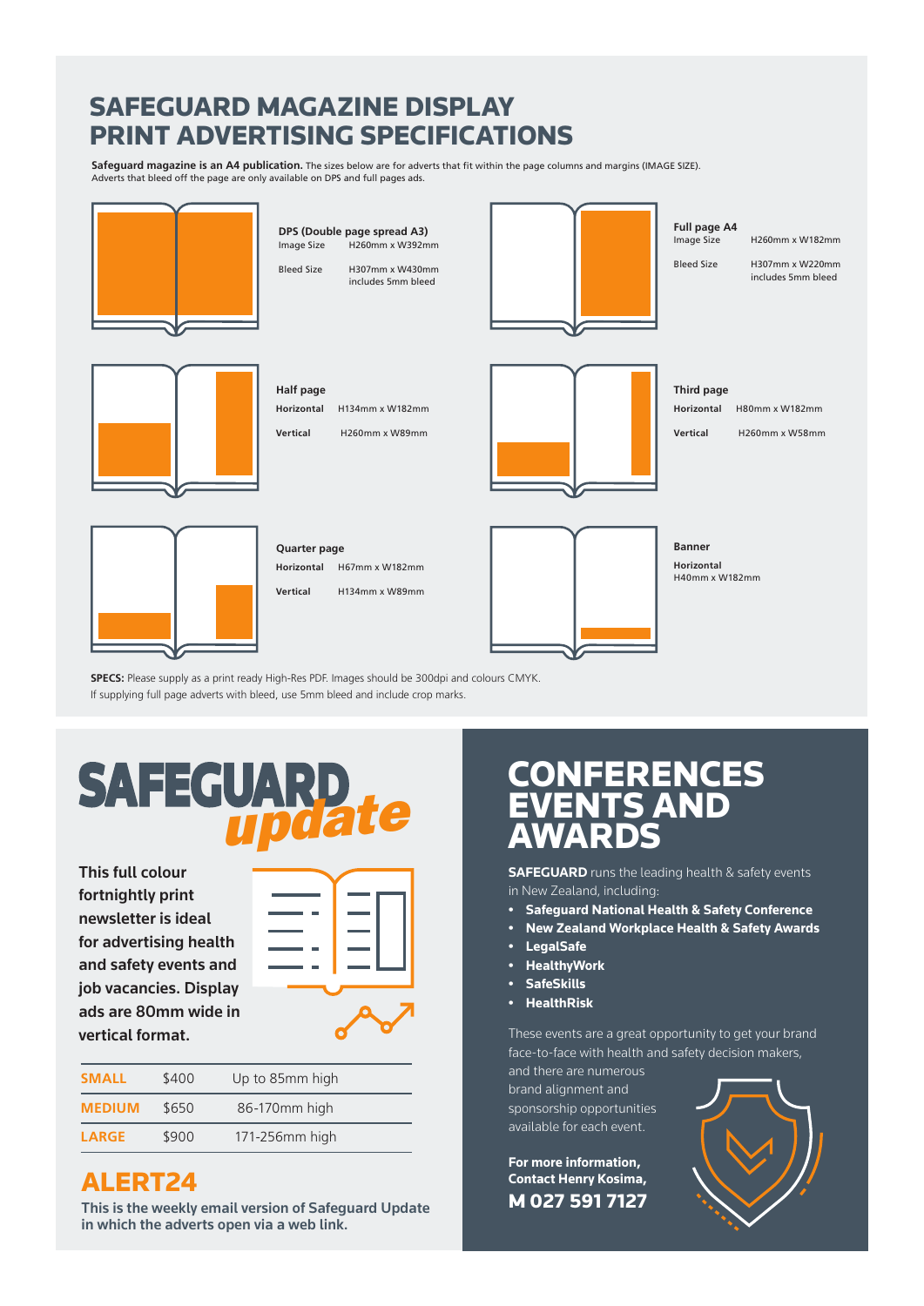# SAFEGUARD MAGAZINE DISPLAY PRINT ADVERTISING SPECIFICATIONS

**Safeguard magazine is an A4 publication.** The sizes below are for adverts that fit within the page columns and margins (IMAGE SIZE). Adverts that bleed off the page are only available on DPS and full pages ads.

**DPS (Double page spread A3)**
Image Size H260mm x W392mm
Bleed Size H307mm x W430mm includes 5mm bleed

**Full page A4**
Image Size H260mm x W182mm
Bleed Size H307mm x W220mm includes 5mm bleed

**Half page**
**Horizontal** H134mm x W182mm
**Vertical** H260mm x W89mm

**Third page**
**Horizontal** H80mm x W182mm
**Vertical** H260mm x W58mm

**Quarter page**
**Horizontal** H67mm x W182mm
**Vertical** H134mm x W89mm

**Banner**
**Horizontal**
H40mm x W182mm

**SPECS:** Please supply as a print ready High-Res PDF. Images should be 300dpi and colours CMYK.
If supplying full page adverts with bleed, use 5mm bleed and include crop marks.

# SAFEGUARD *update*

**This full colour fortnightly print newsletter is ideal for advertising health and safety events and job vacancies. Display ads are 80mm wide in vertical format.**

| | | |
|---|---|---|
| **SMALL** | $400 | Up to 85mm high |
| **MEDIUM** | $650 | 86-170mm high |
| **LARGE** | $900 | 171-256mm high |

## ALERT24

**This is the weekly email version of Safeguard Update in which the adverts open via a web link.**

# CONFERENCES EVENTS AND AWARDS

**SAFEGUARD** runs the leading health & safety events in New Zealand, including:

- **Safeguard National Health & Safety Conference**
- **New Zealand Workplace Health & Safety Awards**
- **LegalSafe**
- **HealthyWork**
- **SafeSkills**
- **HealthRisk**

These events are a great opportunity to get your brand face-to-face with health and safety decision makers, and there are numerous brand alignment and sponsorship opportunities available for each event.

**For more information, Contact Henry Kosima,**
**M 027 591 7127**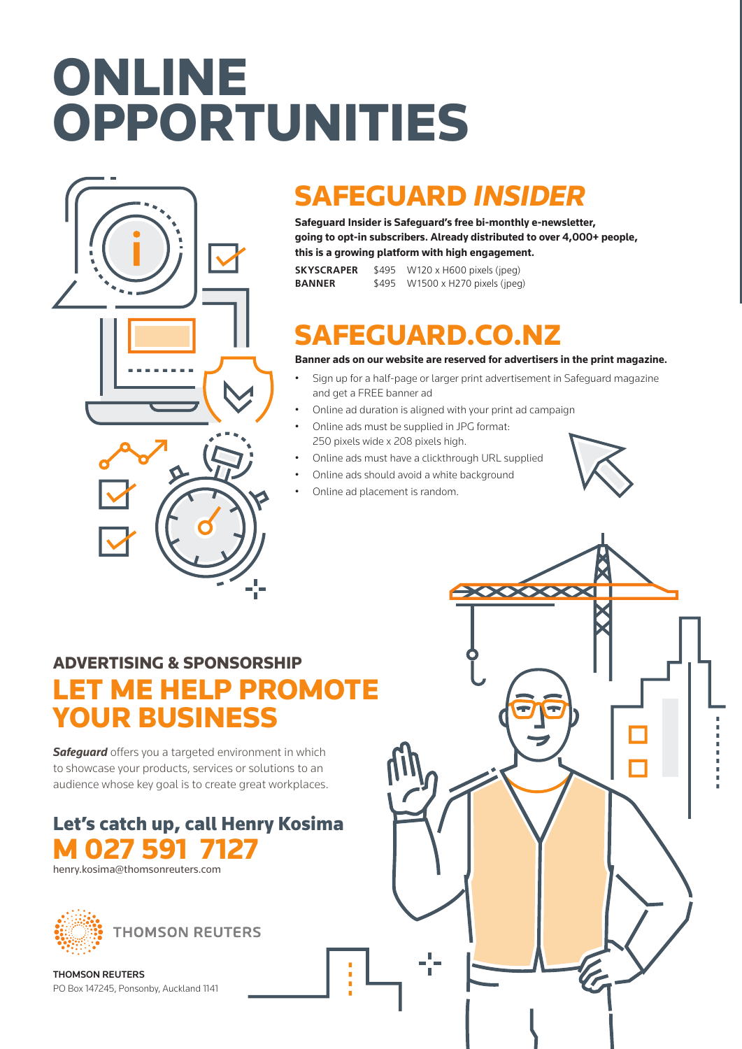# ONLINE OPPORTUNITIES

## SAFEGUARD *INSIDER*

**Safeguard Insider is Safeguard's free bi-monthly e-newsletter, going to opt-in subscribers. Already distributed to over 4,000+ people, this is a growing platform with high engagement.**

| | | |
|---|---|---|
| **SKYSCRAPER** | $495 | W120 x H600 pixels (jpeg) |
| **BANNER** | $495 | W1500 x H270 pixels (jpeg) |

## SAFEGUARD.CO.NZ

**Banner ads on our website are reserved for advertisers in the print magazine.**

- Sign up for a half-page or larger print advertisement in Safeguard magazine and get a FREE banner ad
- Online ad duration is aligned with your print ad campaign
- Online ads must be supplied in JPG format: 250 pixels wide x 208 pixels high.
- Online ads must have a clickthrough URL supplied
- Online ads should avoid a white background
- Online ad placement is random.

### ADVERTISING & SPONSORSHIP

## LET ME HELP PROMOTE YOUR BUSINESS

***Safeguard*** offers you a targeted environment in which to showcase your products, services or solutions to an audience whose key goal is to create great workplaces.

### Let's catch up, call Henry Kosima

## M 027 591 7127

henry.kosima@thomsonreuters.com

THOMSON REUTERS

**THOMSON REUTERS**
PO Box 147245, Ponsonby, Auckland 1141